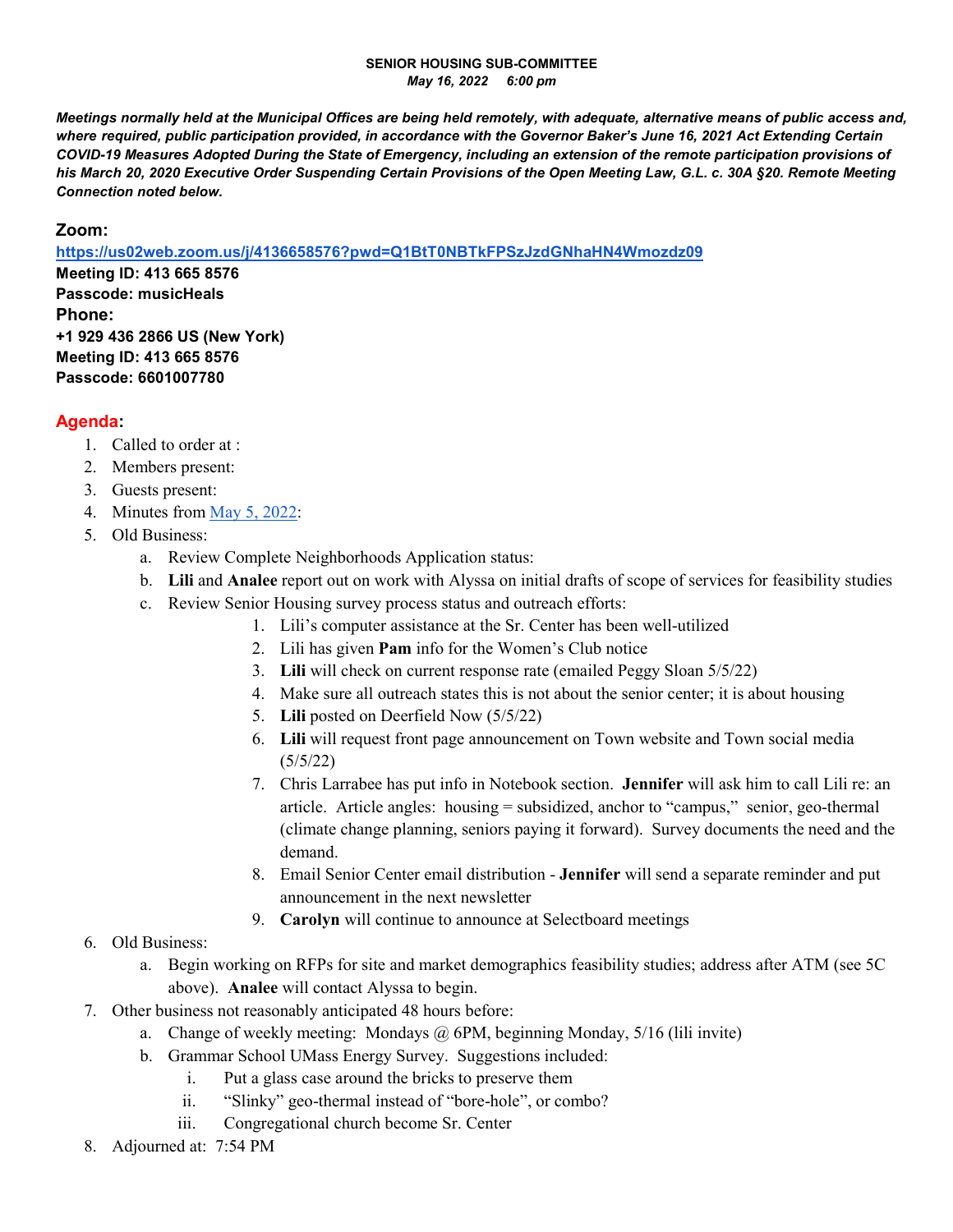**SENIOR HOUSING SUB-COMMITTEE**
***May 16, 2022    6:00 pm***

***Meetings normally held at the Municipal Offices are being held remotely, with adequate, alternative means of public access and, where required, public participation provided, in accordance with the Governor Baker's June 16, 2021 Act Extending Certain COVID-19 Measures Adopted During the State of Emergency, including an extension of the remote participation provisions of his March 20, 2020 Executive Order Suspending Certain Provisions of the Open Meeting Law, G.L. c. 30A §20. Remote Meeting Connection noted below.***

## Zoom:

**https://us02web.zoom.us/j/4136658576?pwd=Q1BtT0NBTkFPSzJzdGNhaHN4Wmozdz09**
**Meeting ID: 413 665 8576**
**Passcode: musicHeals**

## Phone:

**+1 929 436 2866 US (New York)**
**Meeting ID: 413 665 8576**
**Passcode: 6601007780**

## Agenda:

1. Called to order at :
2. Members present:
3. Guests present:
4. Minutes from May 5, 2022:
5. Old Business:
   a. Review Complete Neighborhoods Application status:
   b. **Lili** and **Analee** report out on work with Alyssa on initial drafts of scope of services for feasibility studies
   c. Review Senior Housing survey process status and outreach efforts:
      1. Lili's computer assistance at the Sr. Center has been well-utilized
      2. Lili has given **Pam** info for the Women's Club notice
      3. **Lili** will check on current response rate (emailed Peggy Sloan 5/5/22)
      4. Make sure all outreach states this is not about the senior center; it is about housing
      5. **Lili** posted on Deerfield Now (5/5/22)
      6. **Lili** will request front page announcement on Town website and Town social media (5/5/22)
      7. Chris Larrabee has put info in Notebook section. **Jennifer** will ask him to call Lili re: an article. Article angles: housing = subsidized, anchor to "campus," senior, geo-thermal (climate change planning, seniors paying it forward). Survey documents the need and the demand.
      8. Email Senior Center email distribution - **Jennifer** will send a separate reminder and put announcement in the next newsletter
      9. **Carolyn** will continue to announce at Selectboard meetings
6. Old Business:
   a. Begin working on RFPs for site and market demographics feasibility studies; address after ATM (see 5C above). **Analee** will contact Alyssa to begin.
7. Other business not reasonably anticipated 48 hours before:
   a. Change of weekly meeting: Mondays @ 6PM, beginning Monday, 5/16 (lili invite)
   b. Grammar School UMass Energy Survey. Suggestions included:
      i. Put a glass case around the bricks to preserve them
      ii. "Slinky" geo-thermal instead of "bore-hole", or combo?
      iii. Congregational church become Sr. Center
8. Adjourned at: 7:54 PM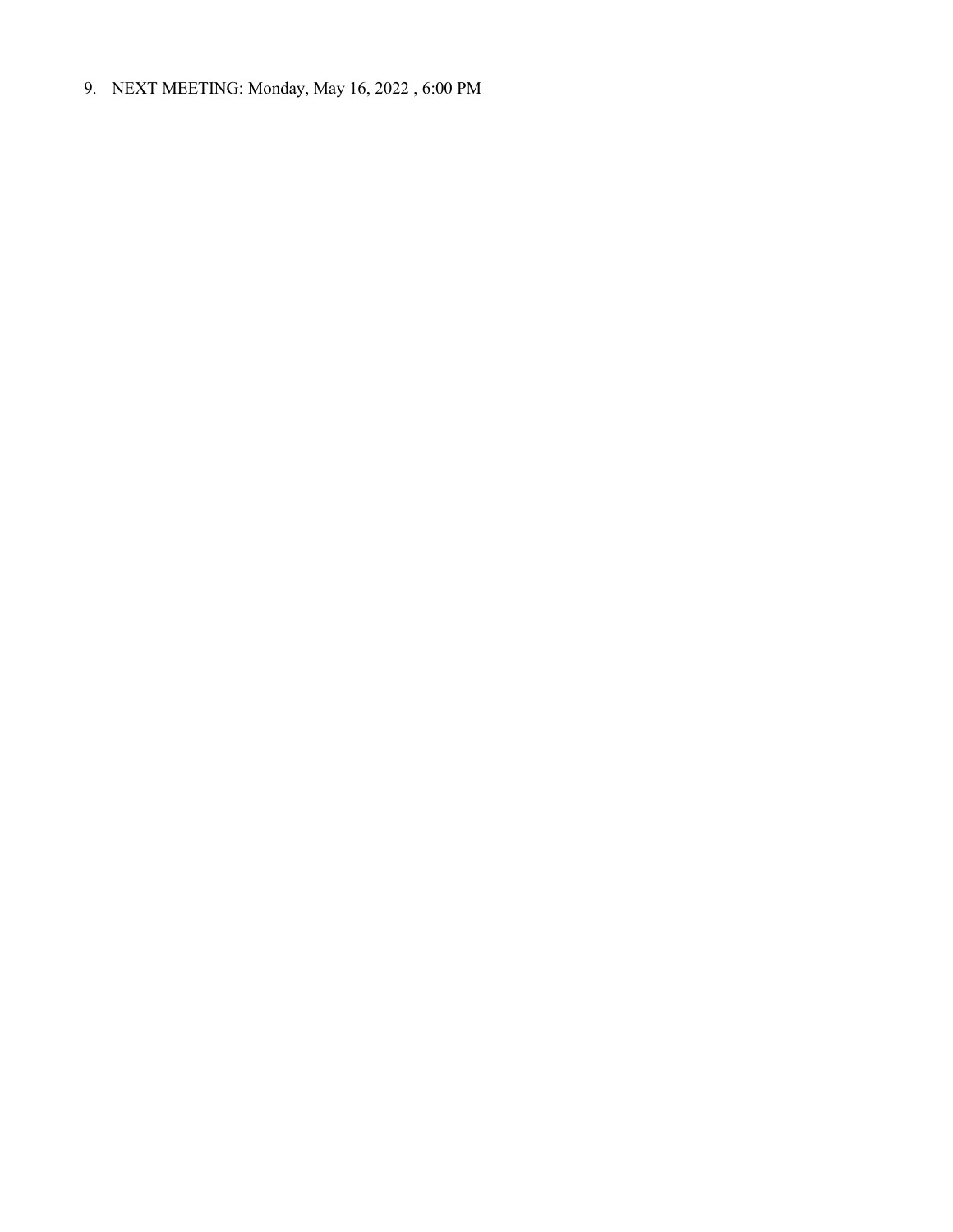9. NEXT MEETING: Monday, May 16, 2022 , 6:00 PM